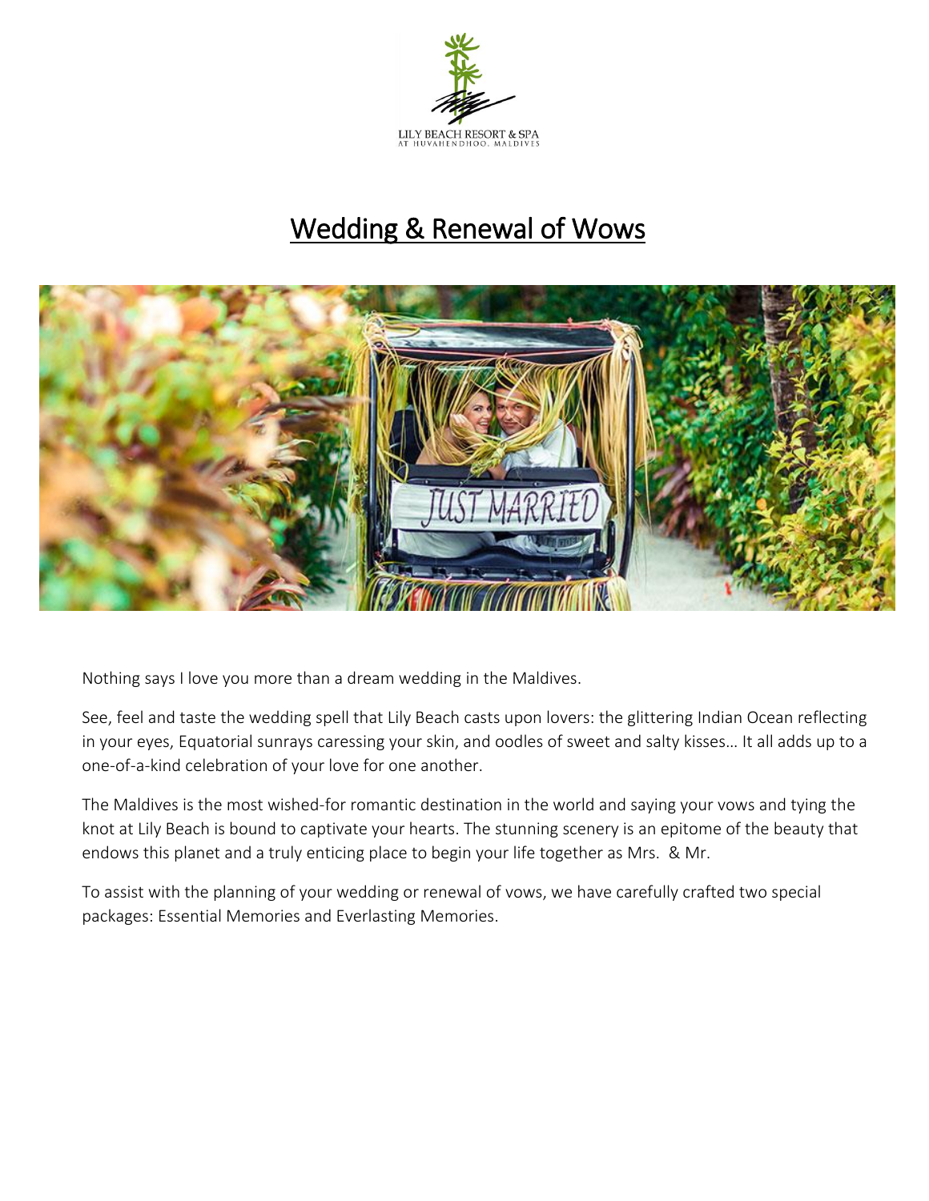LILY BEACH RESORT & SPA
AT HUVAHENDHOO, MALDIVES

# Wedding & Renewal of Wows

Nothing says I love you more than a dream wedding in the Maldives.

See, feel and taste the wedding spell that Lily Beach casts upon lovers: the glittering Indian Ocean reflecting in your eyes, Equatorial sunrays caressing your skin, and oodles of sweet and salty kisses… It all adds up to a one-of-a-kind celebration of your love for one another.

The Maldives is the most wished-for romantic destination in the world and saying your vows and tying the knot at Lily Beach is bound to captivate your hearts. The stunning scenery is an epitome of the beauty that endows this planet and a truly enticing place to begin your life together as Mrs. & Mr.

To assist with the planning of your wedding or renewal of vows, we have carefully crafted two special packages: Essential Memories and Everlasting Memories.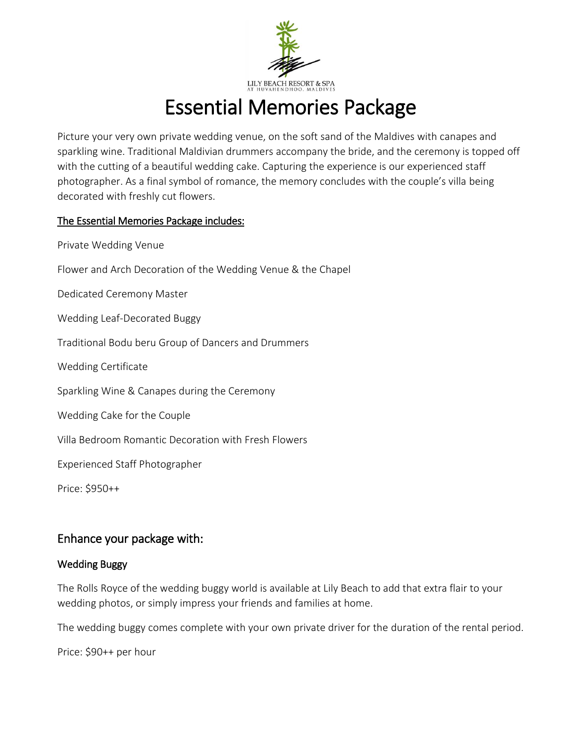LILY BEACH RESORT & SPA
AT HUVAHENDHOO, MALDIVES

# Essential Memories Package

Picture your very own private wedding venue, on the soft sand of the Maldives with canapes and sparkling wine. Traditional Maldivian drummers accompany the bride, and the ceremony is topped off with the cutting of a beautiful wedding cake. Capturing the experience is our experienced staff photographer. As a final symbol of romance, the memory concludes with the couple's villa being decorated with freshly cut flowers.

**The Essential Memories Package includes:**

Private Wedding Venue

Flower and Arch Decoration of the Wedding Venue & the Chapel

Dedicated Ceremony Master

Wedding Leaf-Decorated Buggy

Traditional Bodu beru Group of Dancers and Drummers

Wedding Certificate

Sparkling Wine & Canapes during the Ceremony

Wedding Cake for the Couple

Villa Bedroom Romantic Decoration with Fresh Flowers

Experienced Staff Photographer

Price: $950++

## Enhance your package with:

### Wedding Buggy

The Rolls Royce of the wedding buggy world is available at Lily Beach to add that extra flair to your wedding photos, or simply impress your friends and families at home.

The wedding buggy comes complete with your own private driver for the duration of the rental period.

Price: $90++ per hour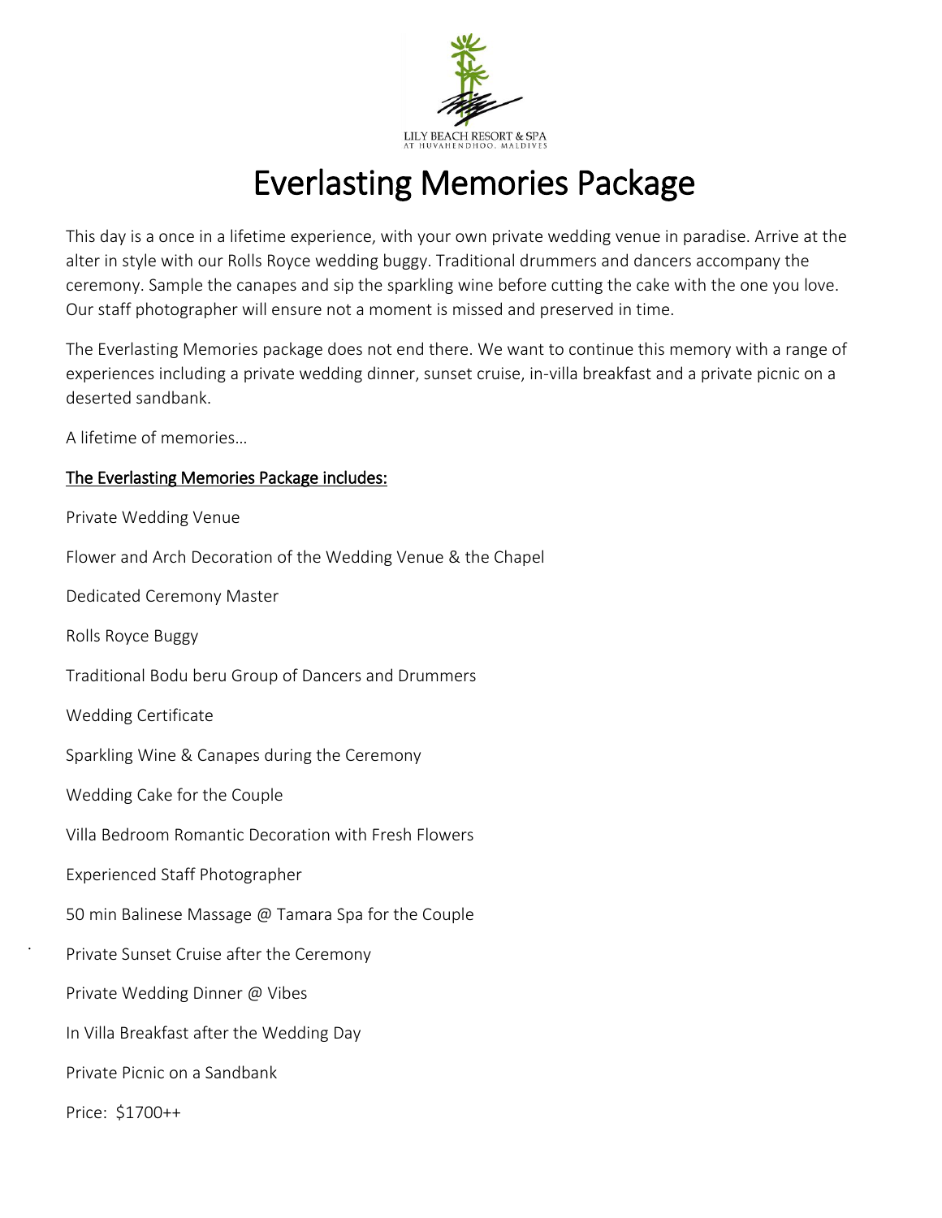LILY BEACH RESORT & SPA
AT HUVAHENDHOO, MALDIVES

# Everlasting Memories Package

This day is a once in a lifetime experience, with your own private wedding venue in paradise. Arrive at the alter in style with our Rolls Royce wedding buggy. Traditional drummers and dancers accompany the ceremony. Sample the canapes and sip the sparkling wine before cutting the cake with the one you love. Our staff photographer will ensure not a moment is missed and preserved in time.

The Everlasting Memories package does not end there. We want to continue this memory with a range of experiences including a private wedding dinner, sunset cruise, in-villa breakfast and a private picnic on a deserted sandbank.

A lifetime of memories…

## The Everlasting Memories Package includes:

Private Wedding Venue

Flower and Arch Decoration of the Wedding Venue & the Chapel

Dedicated Ceremony Master

Rolls Royce Buggy

Traditional Bodu beru Group of Dancers and Drummers

Wedding Certificate

Sparkling Wine & Canapes during the Ceremony

Wedding Cake for the Couple

Villa Bedroom Romantic Decoration with Fresh Flowers

Experienced Staff Photographer

50 min Balinese Massage @ Tamara Spa for the Couple

Private Sunset Cruise after the Ceremony

Private Wedding Dinner @ Vibes

In Villa Breakfast after the Wedding Day

Private Picnic on a Sandbank

Price: $1700++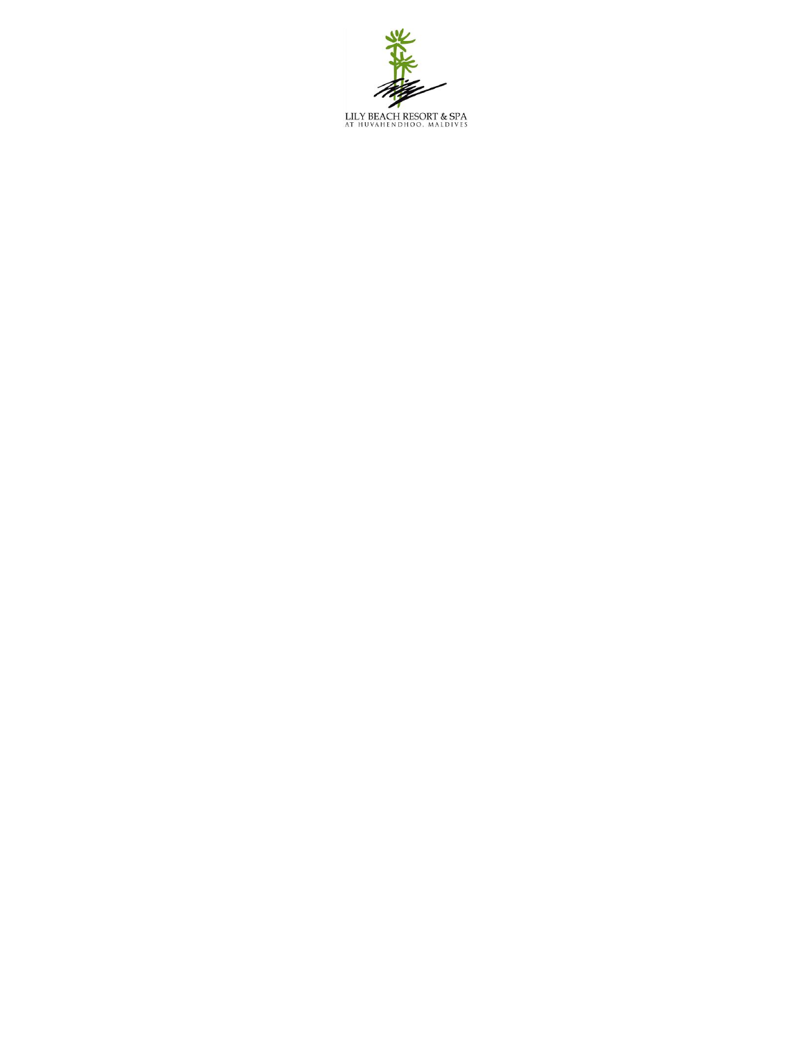LILY BEACH RESORT & SPA
AT HUVAHENDHOO, MALDIVES